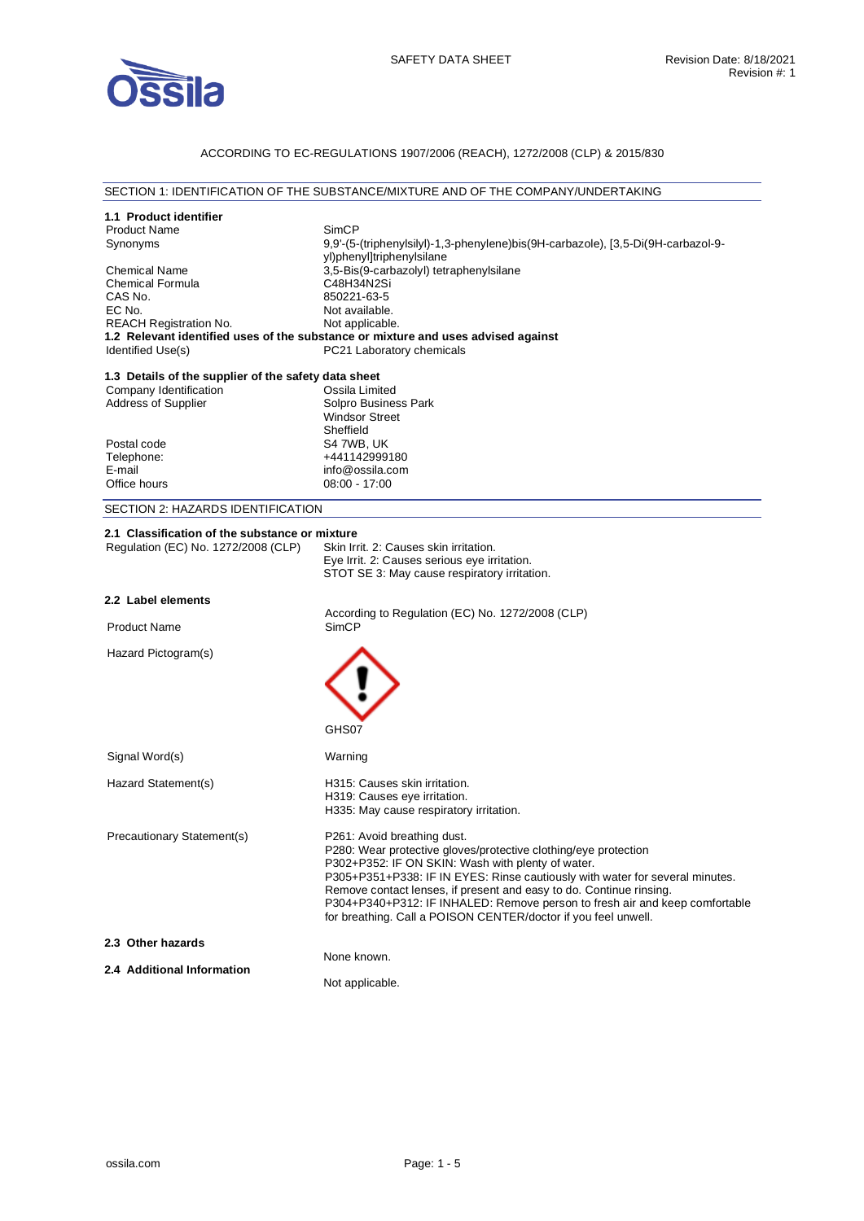SAFETY DATA SHEET

Revision Date: 8/18/2021
Revision #: 1

ACCORDING TO EC-REGULATIONS 1907/2006 (REACH), 1272/2008 (CLP) & 2015/830

## SECTION 1: IDENTIFICATION OF THE SUBSTANCE/MIXTURE AND OF THE COMPANY/UNDERTAKING

### 1.1 Product identifier

| | |
|---|---|
| Product Name | SimCP |
| Synonyms | 9,9'-(5-(triphenylsilyl)-1,3-phenylene)bis(9H-carbazole), [3,5-Di(9H-carbazol-9-yl)phenyl]triphenylsilane |
| Chemical Name | 3,5-Bis(9-carbazolyl) tetraphenylsilane |
| Chemical Formula | C48H34N2Si |
| CAS No. | 850221-63-5 |
| EC No. | Not available. |
| REACH Registration No. | Not applicable. |

### 1.2 Relevant identified uses of the substance or mixture and uses advised against

| | |
|---|---|
| Identified Use(s) | PC21 Laboratory chemicals |

### 1.3 Details of the supplier of the safety data sheet

| | |
|---|---|
| Company Identification | Ossila Limited |
| Address of Supplier | Solpro Business Park<br>Windsor Street<br>Sheffield |
| Postal code | S4 7WB, UK |
| Telephone: | +441142999180 |
| E-mail | info@ossila.com |
| Office hours | 08:00 - 17:00 |

## SECTION 2: HAZARDS IDENTIFICATION

### 2.1 Classification of the substance or mixture

| | |
|---|---|
| Regulation (EC) No. 1272/2008 (CLP) | Skin Irrit. 2: Causes skin irritation.<br>Eye Irrit. 2: Causes serious eye irritation.<br>STOT SE 3: May cause respiratory irritation. |

### 2.2 Label elements

According to Regulation (EC) No. 1272/2008 (CLP)

| | |
|---|---|
| Product Name | SimCP |
| Hazard Pictogram(s) | GHS07 |
| Signal Word(s) | Warning |
| Hazard Statement(s) | H315: Causes skin irritation.<br>H319: Causes eye irritation.<br>H335: May cause respiratory irritation. |
| Precautionary Statement(s) | P261: Avoid breathing dust.<br>P280: Wear protective gloves/protective clothing/eye protection<br>P302+P352: IF ON SKIN: Wash with plenty of water.<br>P305+P351+P338: IF IN EYES: Rinse cautiously with water for several minutes. Remove contact lenses, if present and easy to do. Continue rinsing.<br>P304+P340+P312: IF INHALED: Remove person to fresh air and keep comfortable for breathing. Call a POISON CENTER/doctor if you feel unwell. |

### 2.3 Other hazards

None known.

### 2.4 Additional Information

Not applicable.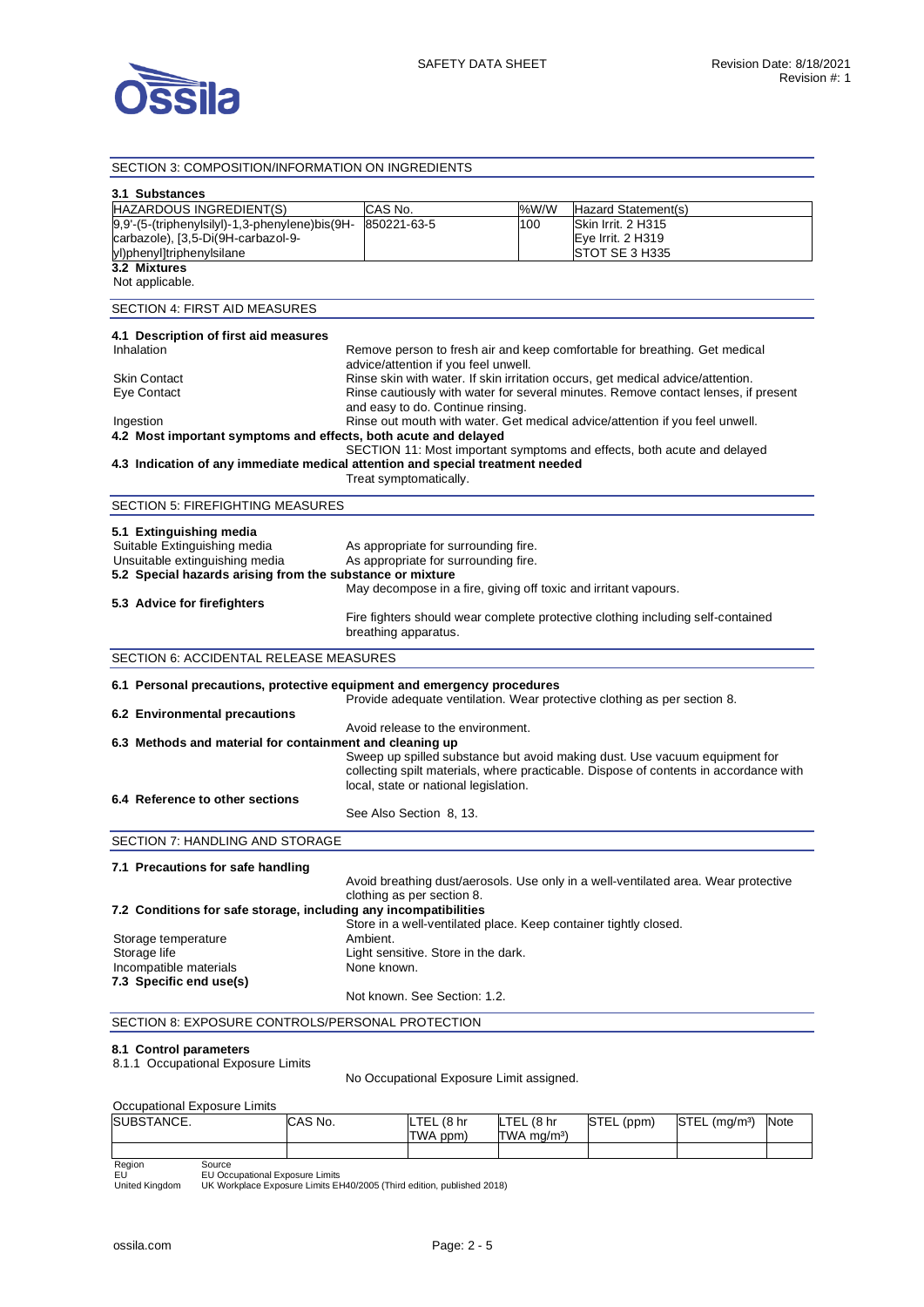## SECTION 3: COMPOSITION/INFORMATION ON INGREDIENTS

### 3.1 Substances

| HAZARDOUS INGREDIENT(S) | CAS No. | %W/W | Hazard Statement(s) |
|---|---|---|---|
| 9,9'-(5-(triphenylsilyl)-1,3-phenylene)bis(9H-carbazole), [3,5-Di(9H-carbazol-9-yl)phenyl]triphenylsilane | 850221-63-5 | 100 | Skin Irrit. 2 H315<br>Eye Irrit. 2 H319<br>STOT SE 3 H335 |

### 3.2 Mixtures

Not applicable.

## SECTION 4: FIRST AID MEASURES

### 4.1 Description of first aid measures

Inhalation: Remove person to fresh air and keep comfortable for breathing. Get medical advice/attention if you feel unwell.

Skin Contact: Rinse skin with water. If skin irritation occurs, get medical advice/attention.

Eye Contact: Rinse cautiously with water for several minutes. Remove contact lenses, if present and easy to do. Continue rinsing.

Ingestion: Rinse out mouth with water. Get medical advice/attention if you feel unwell.

### 4.2 Most important symptoms and effects, both acute and delayed

SECTION 11: Most important symptoms and effects, both acute and delayed

### 4.3 Indication of any immediate medical attention and special treatment needed

Treat symptomatically.

## SECTION 5: FIREFIGHTING MEASURES

### 5.1 Extinguishing media

Suitable Extinguishing media: As appropriate for surrounding fire.

Unsuitable extinguishing media: As appropriate for surrounding fire.

### 5.2 Special hazards arising from the substance or mixture

May decompose in a fire, giving off toxic and irritant vapours.

### 5.3 Advice for firefighters

Fire fighters should wear complete protective clothing including self-contained breathing apparatus.

## SECTION 6: ACCIDENTAL RELEASE MEASURES

### 6.1 Personal precautions, protective equipment and emergency procedures

Provide adequate ventilation. Wear protective clothing as per section 8.

### 6.2 Environmental precautions

Avoid release to the environment.

### 6.3 Methods and material for containment and cleaning up

Sweep up spilled substance but avoid making dust. Use vacuum equipment for collecting spilt materials, where practicable. Dispose of contents in accordance with local, state or national legislation.

### 6.4 Reference to other sections

See Also Section 8, 13.

## SECTION 7: HANDLING AND STORAGE

### 7.1 Precautions for safe handling

Avoid breathing dust/aerosols. Use only in a well-ventilated area. Wear protective clothing as per section 8.

### 7.2 Conditions for safe storage, including any incompatibilities

Store in a well-ventilated place. Keep container tightly closed.

Storage temperature: Ambient.

Storage life: Light sensitive. Store in the dark.

Incompatible materials: None known.

### 7.3 Specific end use(s)

Not known. See Section: 1.2.

## SECTION 8: EXPOSURE CONTROLS/PERSONAL PROTECTION

### 8.1 Control parameters

8.1.1 Occupational Exposure Limits

No Occupational Exposure Limit assigned.

Occupational Exposure Limits

| SUBSTANCE. | CAS No. | LTEL (8 hr TWA ppm) | LTEL (8 hr TWA mg/m³) | STEL (ppm) | STEL (mg/m³) | Note |
|---|---|---|---|---|---|---|
| | | | | | | |

| Region | Source |
|---|---|
| EU | EU Occupational Exposure Limits |
| United Kingdom | UK Workplace Exposure Limits EH40/2005 (Third edition, published 2018) |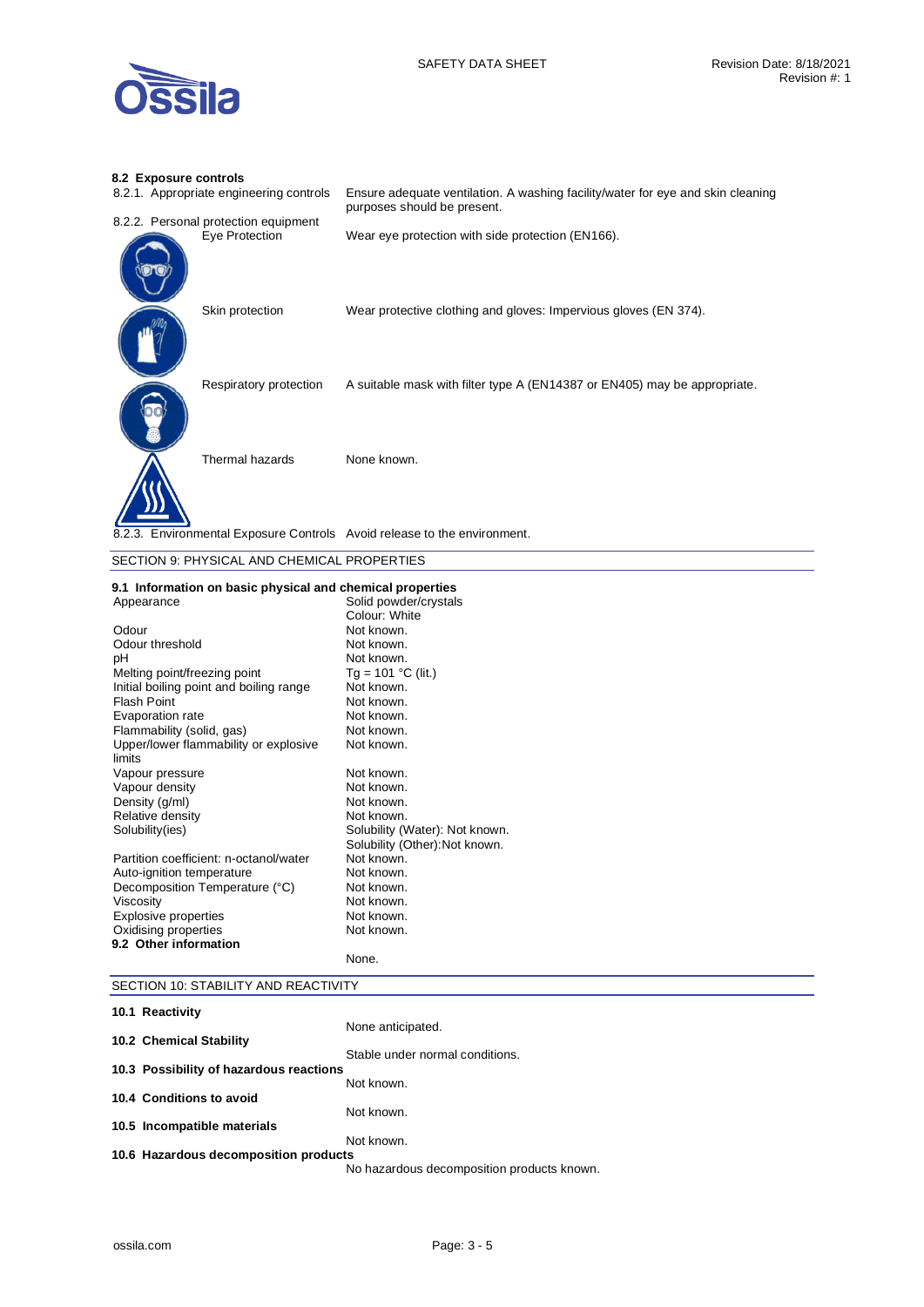### 8.2 Exposure controls

| | |
|---|---|
| 8.2.1. Appropriate engineering controls | Ensure adequate ventilation. A washing facility/water for eye and skin cleaning purposes should be present. |
| 8.2.2. Personal protection equipment | |
| Eye Protection | Wear eye protection with side protection (EN166). |
| Skin protection | Wear protective clothing and gloves: Impervious gloves (EN 374). |
| Respiratory protection | A suitable mask with filter type A (EN14387 or EN405) may be appropriate. |
| Thermal hazards | None known. |
| 8.2.3. Environmental Exposure Controls | Avoid release to the environment. |

## SECTION 9: PHYSICAL AND CHEMICAL PROPERTIES

### 9.1 Information on basic physical and chemical properties

| | |
|---|---|
| Appearance | Solid powder/crystals<br>Colour: White |
| Odour | Not known. |
| Odour threshold | Not known. |
| pH | Not known. |
| Melting point/freezing point | Tg = 101 °C (lit.) |
| Initial boiling point and boiling range | Not known. |
| Flash Point | Not known. |
| Evaporation rate | Not known. |
| Flammability (solid, gas) | Not known. |
| Upper/lower flammability or explosive limits | Not known. |
| Vapour pressure | Not known. |
| Vapour density | Not known. |
| Density (g/ml) | Not known. |
| Relative density | Not known. |
| Solubility(ies) | Solubility (Water): Not known.<br>Solubility (Other):Not known. |
| Partition coefficient: n-octanol/water | Not known. |
| Auto-ignition temperature | Not known. |
| Decomposition Temperature (°C) | Not known. |
| Viscosity | Not known. |
| Explosive properties | Not known. |
| Oxidising properties | Not known. |

### 9.2 Other information

None.

## SECTION 10: STABILITY AND REACTIVITY

**10.1 Reactivity**

None anticipated.

**10.2 Chemical Stability**

Stable under normal conditions.

**10.3 Possibility of hazardous reactions**

Not known.

**10.4 Conditions to avoid**

Not known.

**10.5 Incompatible materials**

Not known.

**10.6 Hazardous decomposition products**

No hazardous decomposition products known.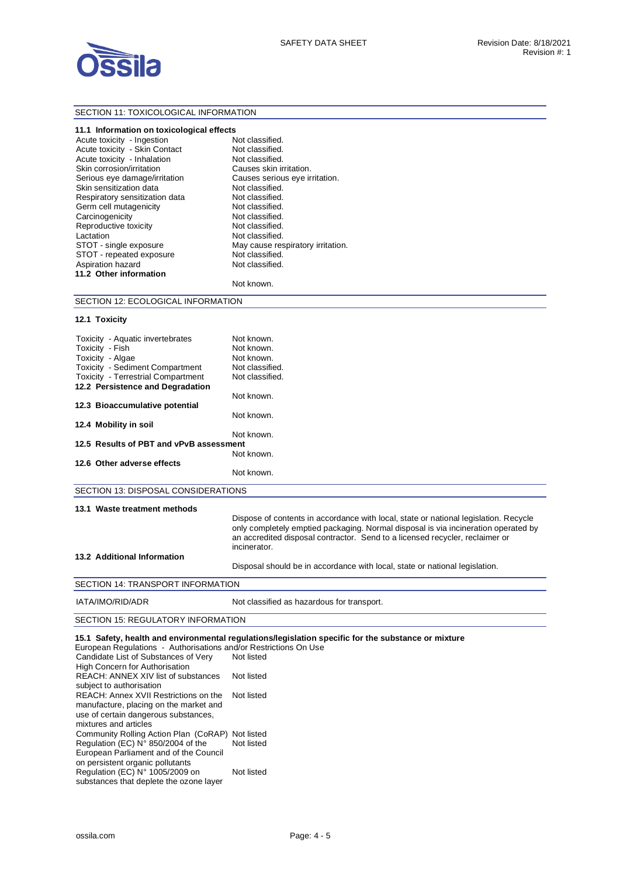## SECTION 11: TOXICOLOGICAL INFORMATION

### 11.1 Information on toxicological effects

| | |
|---|---|
| Acute toxicity - Ingestion | Not classified. |
| Acute toxicity - Skin Contact | Not classified. |
| Acute toxicity - Inhalation | Not classified. |
| Skin corrosion/irritation | Causes skin irritation. |
| Serious eye damage/irritation | Causes serious eye irritation. |
| Skin sensitization data | Not classified. |
| Respiratory sensitization data | Not classified. |
| Germ cell mutagenicity | Not classified. |
| Carcinogenicity | Not classified. |
| Reproductive toxicity | Not classified. |
| Lactation | Not classified. |
| STOT - single exposure | May cause respiratory irritation. |
| STOT - repeated exposure | Not classified. |
| Aspiration hazard | Not classified. |

### 11.2 Other information

Not known.

## SECTION 12: ECOLOGICAL INFORMATION

### 12.1 Toxicity

| | |
|---|---|
| Toxicity - Aquatic invertebrates | Not known. |
| Toxicity - Fish | Not known. |
| Toxicity - Algae | Not known. |
| Toxicity - Sediment Compartment | Not classified. |
| Toxicity - Terrestrial Compartment | Not classified. |

### 12.2 Persistence and Degradation

Not known.

### 12.3 Bioaccumulative potential

Not known.

### 12.4 Mobility in soil

Not known.

### 12.5 Results of PBT and vPvB assessment

Not known.

### 12.6 Other adverse effects

Not known.

## SECTION 13: DISPOSAL CONSIDERATIONS

### 13.1 Waste treatment methods

Dispose of contents in accordance with local, state or national legislation. Recycle only completely emptied packaging. Normal disposal is via incineration operated by an accredited disposal contractor. Send to a licensed recycler, reclaimer or incinerator.

### 13.2 Additional Information

Disposal should be in accordance with local, state or national legislation.

## SECTION 14: TRANSPORT INFORMATION

| | |
|---|---|
| IATA/IMO/RID/ADR | Not classified as hazardous for transport. |

## SECTION 15: REGULATORY INFORMATION

### 15.1 Safety, health and environmental regulations/legislation specific for the substance or mixture

European Regulations - Authorisations and/or Restrictions On Use

| | |
|---|---|
| Candidate List of Substances of Very High Concern for Authorisation | Not listed |
| REACH: ANNEX XIV list of substances subject to authorisation | Not listed |
| REACH: Annex XVII Restrictions on the manufacture, placing on the market and use of certain dangerous substances, mixtures and articles | Not listed |
| Community Rolling Action Plan (CoRAP) | Not listed |
| Regulation (EC) N° 850/2004 of the European Parliament and of the Council on persistent organic pollutants | Not listed |
| Regulation (EC) N° 1005/2009 on substances that deplete the ozone layer | Not listed |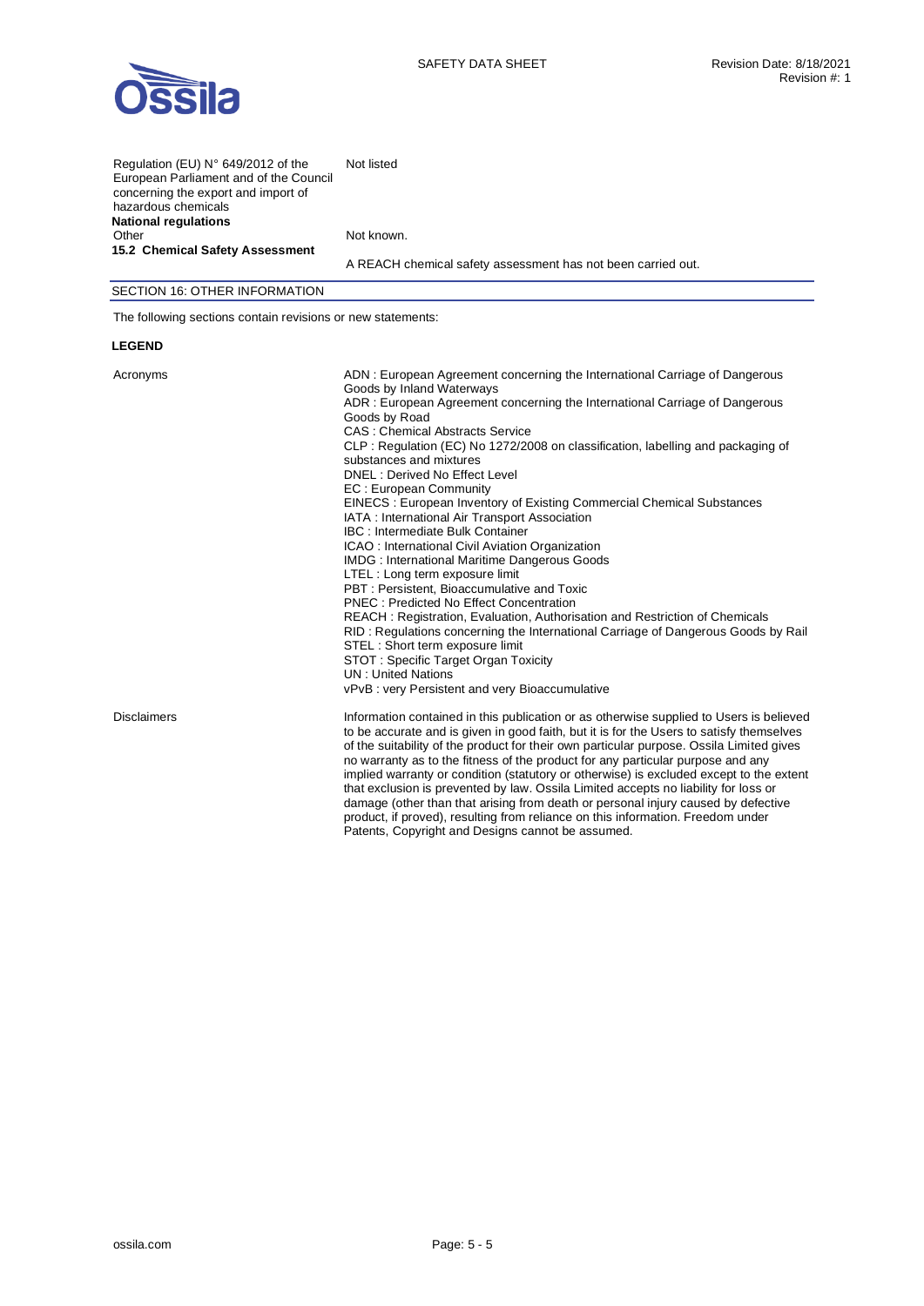| | |
|---|---|
| Regulation (EU) N° 649/2012 of the European Parliament and of the Council concerning the export and import of hazardous chemicals | Not listed |

**National regulations**

| | |
|---|---|
| Other | Not known. |

**15.2 Chemical Safety Assessment**

A REACH chemical safety assessment has not been carried out.

## SECTION 16: OTHER INFORMATION

The following sections contain revisions or new statements:

**LEGEND**

**Acronyms**

- ADN : European Agreement concerning the International Carriage of Dangerous Goods by Inland Waterways
- ADR : European Agreement concerning the International Carriage of Dangerous Goods by Road
- CAS : Chemical Abstracts Service
- CLP : Regulation (EC) No 1272/2008 on classification, labelling and packaging of substances and mixtures
- DNEL : Derived No Effect Level
- EC : European Community
- EINECS : European Inventory of Existing Commercial Chemical Substances
- IATA : International Air Transport Association
- IBC : Intermediate Bulk Container
- ICAO : International Civil Aviation Organization
- IMDG : International Maritime Dangerous Goods
- LTEL : Long term exposure limit
- PBT : Persistent, Bioaccumulative and Toxic
- PNEC : Predicted No Effect Concentration
- REACH : Registration, Evaluation, Authorisation and Restriction of Chemicals
- RID : Regulations concerning the International Carriage of Dangerous Goods by Rail
- STEL : Short term exposure limit
- STOT : Specific Target Organ Toxicity
- UN : United Nations
- vPvB : very Persistent and very Bioaccumulative

**Disclaimers**

Information contained in this publication or as otherwise supplied to Users is believed to be accurate and is given in good faith, but it is for the Users to satisfy themselves of the suitability of the product for their own particular purpose. Ossila Limited gives no warranty as to the fitness of the product for any particular purpose and any implied warranty or condition (statutory or otherwise) is excluded except to the extent that exclusion is prevented by law. Ossila Limited accepts no liability for loss or damage (other than that arising from death or personal injury caused by defective product, if proved), resulting from reliance on this information. Freedom under Patents, Copyright and Designs cannot be assumed.